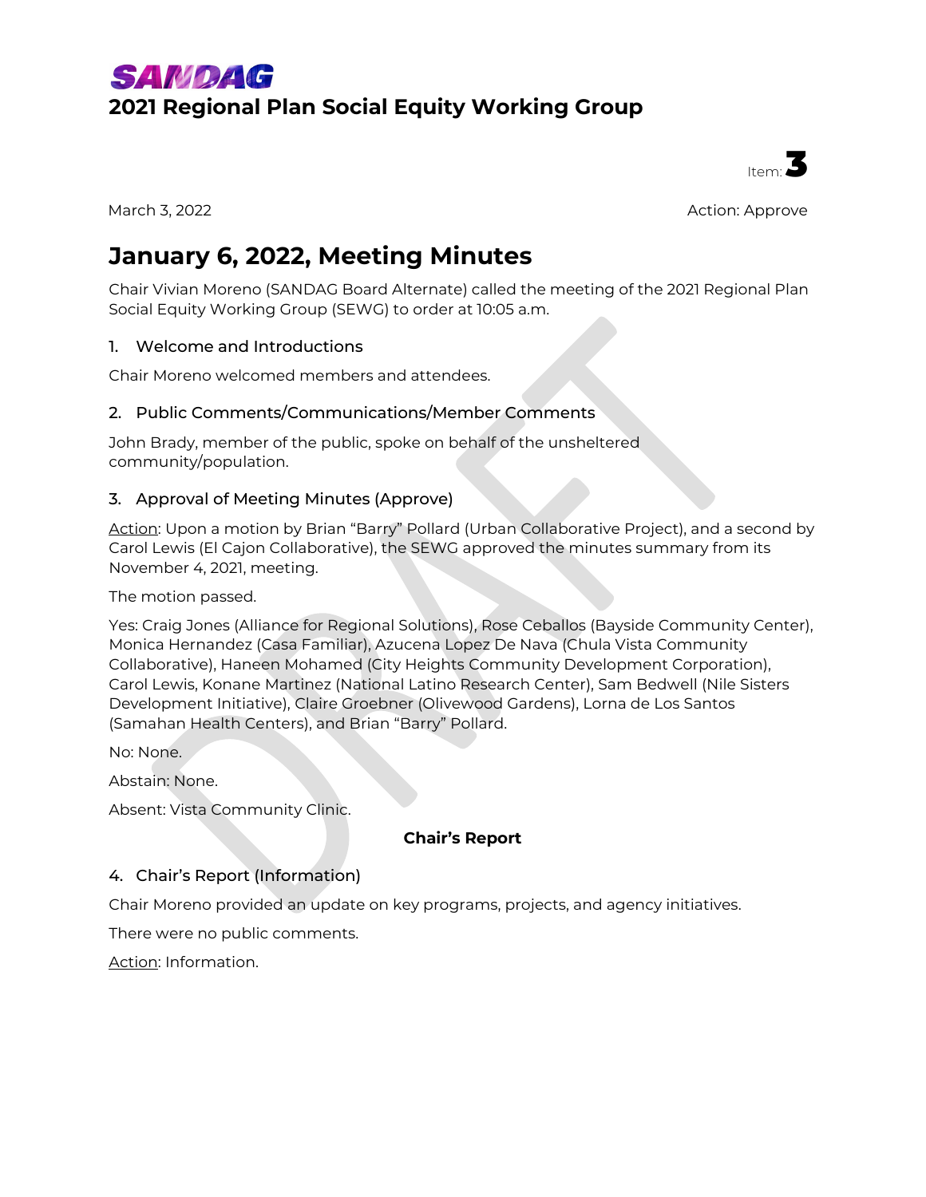**SANDAG**

# 2021 Regional Plan Social Equity Working Group

Item: **3**

March 3, 2022 Action: Approve

## January 6, 2022, Meeting Minutes

Chair Vivian Moreno (SANDAG Board Alternate) called the meeting of the 2021 Regional Plan Social Equity Working Group (SEWG) to order at 10:05 a.m.

### 1. Welcome and Introductions

Chair Moreno welcomed members and attendees.

### 2. Public Comments/Communications/Member Comments

John Brady, member of the public, spoke on behalf of the unsheltered community/population.

### 3. Approval of Meeting Minutes (Approve)

Action: Upon a motion by Brian "Barry" Pollard (Urban Collaborative Project), and a second by Carol Lewis (El Cajon Collaborative), the SEWG approved the minutes summary from its November 4, 2021, meeting.

The motion passed.

Yes: Craig Jones (Alliance for Regional Solutions), Rose Ceballos (Bayside Community Center), Monica Hernandez (Casa Familiar), Azucena Lopez De Nava (Chula Vista Community Collaborative), Haneen Mohamed (City Heights Community Development Corporation), Carol Lewis, Konane Martinez (National Latino Research Center), Sam Bedwell (Nile Sisters Development Initiative), Claire Groebner (Olivewood Gardens), Lorna de Los Santos (Samahan Health Centers), and Brian "Barry" Pollard.

No: None.

Abstain: None.

Absent: Vista Community Clinic.

**Chair's Report**

### 4. Chair's Report (Information)

Chair Moreno provided an update on key programs, projects, and agency initiatives.

There were no public comments.

Action: Information.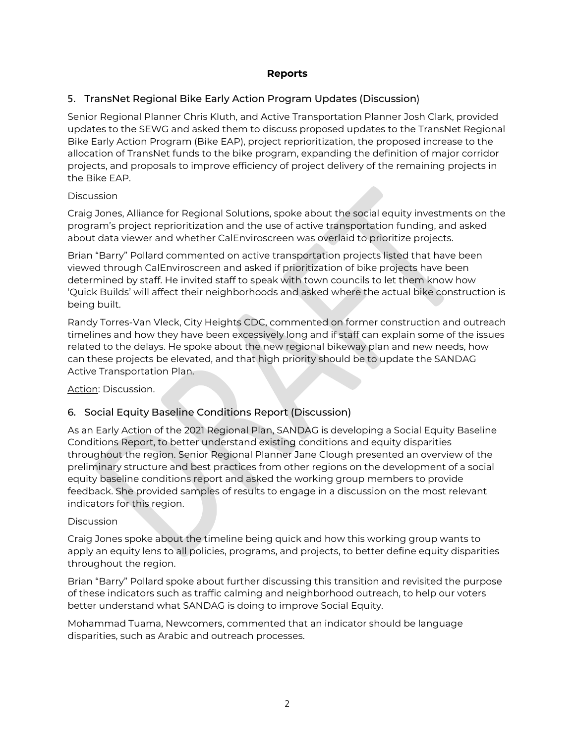## Reports

### 5. TransNet Regional Bike Early Action Program Updates (Discussion)

Senior Regional Planner Chris Kluth, and Active Transportation Planner Josh Clark, provided updates to the SEWG and asked them to discuss proposed updates to the TransNet Regional Bike Early Action Program (Bike EAP), project reprioritization, the proposed increase to the allocation of TransNet funds to the bike program, expanding the definition of major corridor projects, and proposals to improve efficiency of project delivery of the remaining projects in the Bike EAP.

Discussion

Craig Jones, Alliance for Regional Solutions, spoke about the social equity investments on the program's project reprioritization and the use of active transportation funding, and asked about data viewer and whether CalEnviroscreen was overlaid to prioritize projects.

Brian "Barry" Pollard commented on active transportation projects listed that have been viewed through CalEnviroscreen and asked if prioritization of bike projects have been determined by staff. He invited staff to speak with town councils to let them know how 'Quick Builds' will affect their neighborhoods and asked where the actual bike construction is being built.

Randy Torres-Van Vleck, City Heights CDC, commented on former construction and outreach timelines and how they have been excessively long and if staff can explain some of the issues related to the delays. He spoke about the new regional bikeway plan and new needs, how can these projects be elevated, and that high priority should be to update the SANDAG Active Transportation Plan.

<u>Action</u>: Discussion.

### 6. Social Equity Baseline Conditions Report (Discussion)

As an Early Action of the 2021 Regional Plan, SANDAG is developing a Social Equity Baseline Conditions Report, to better understand existing conditions and equity disparities throughout the region. Senior Regional Planner Jane Clough presented an overview of the preliminary structure and best practices from other regions on the development of a social equity baseline conditions report and asked the working group members to provide feedback. She provided samples of results to engage in a discussion on the most relevant indicators for this region.

Discussion

Craig Jones spoke about the timeline being quick and how this working group wants to apply an equity lens to all policies, programs, and projects, to better define equity disparities throughout the region.

Brian "Barry" Pollard spoke about further discussing this transition and revisited the purpose of these indicators such as traffic calming and neighborhood outreach, to help our voters better understand what SANDAG is doing to improve Social Equity.

Mohammad Tuama, Newcomers, commented that an indicator should be language disparities, such as Arabic and outreach processes.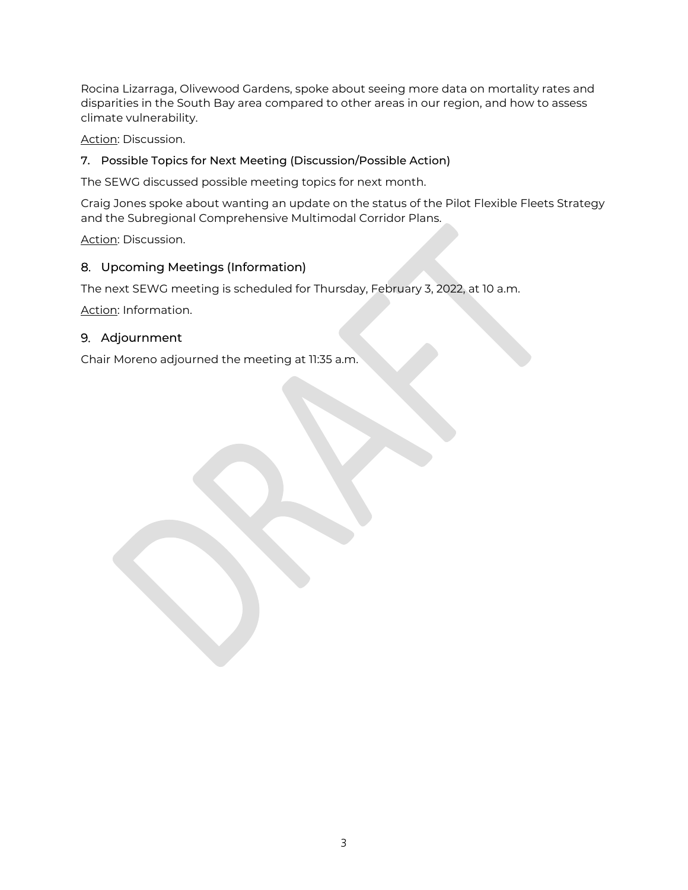Rocina Lizarraga, Olivewood Gardens, spoke about seeing more data on mortality rates and disparities in the South Bay area compared to other areas in our region, and how to assess climate vulnerability.

Action: Discussion.

## 7. Possible Topics for Next Meeting (Discussion/Possible Action)

The SEWG discussed possible meeting topics for next month.

Craig Jones spoke about wanting an update on the status of the Pilot Flexible Fleets Strategy and the Subregional Comprehensive Multimodal Corridor Plans.

Action: Discussion.

## 8. Upcoming Meetings (Information)

The next SEWG meeting is scheduled for Thursday, February 3, 2022, at 10 a.m.

Action: Information.

## 9. Adjournment

Chair Moreno adjourned the meeting at 11:35 a.m.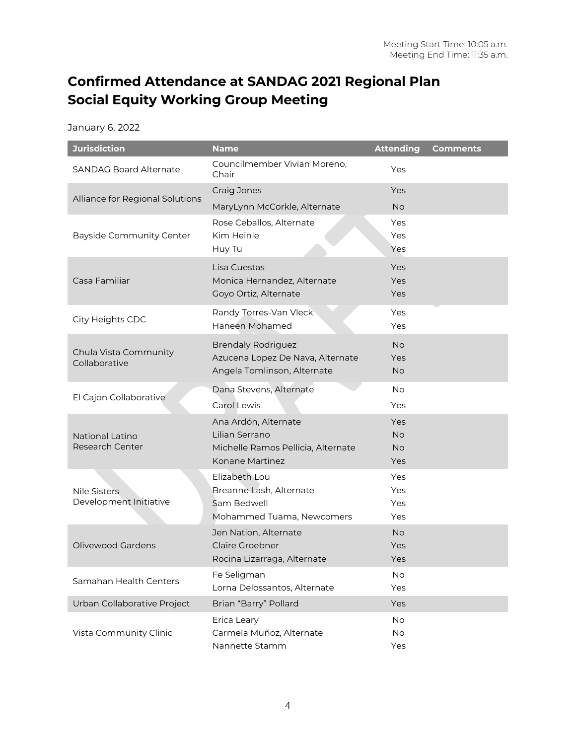Meeting Start Time: 10:05 a.m.
Meeting End Time: 11:35 a.m.

# Confirmed Attendance at SANDAG 2021 Regional Plan Social Equity Working Group Meeting

January 6, 2022

| Jurisdiction | Name | Attending | Comments |
|---|---|---|---|
| SANDAG Board Alternate | Councilmember Vivian Moreno, Chair | Yes | |
| Alliance for Regional Solutions | Craig Jones | Yes | |
| | MaryLynn McCorkle, Alternate | No | |
| Bayside Community Center | Rose Ceballos, Alternate | Yes | |
| | Kim Heinle | Yes | |
| | Huy Tu | Yes | |
| Casa Familiar | Lisa Cuestas | Yes | |
| | Monica Hernandez, Alternate | Yes | |
| | Goyo Ortiz, Alternate | Yes | |
| City Heights CDC | Randy Torres-Van Vleck | Yes | |
| | Haneen Mohamed | Yes | |
| Chula Vista Community Collaborative | Brendaly Rodriguez | No | |
| | Azucena Lopez De Nava, Alternate | Yes | |
| | Angela Tomlinson, Alternate | No | |
| El Cajon Collaborative | Dana Stevens, Alternate | No | |
| | Carol Lewis | Yes | |
| National Latino Research Center | Ana Ardón, Alternate | Yes | |
| | Lilian Serrano | No | |
| | Michelle Ramos Pellicia, Alternate | No | |
| | Konane Martinez | Yes | |
| Nile Sisters Development Initiative | Elizabeth Lou | Yes | |
| | Breanne Lash, Alternate | Yes | |
| | Sam Bedwell | Yes | |
| | Mohammed Tuama, Newcomers | Yes | |
| Olivewood Gardens | Jen Nation, Alternate | No | |
| | Claire Groebner | Yes | |
| | Rocina Lizarraga, Alternate | Yes | |
| Samahan Health Centers | Fe Seligman | No | |
| | Lorna Delossantos, Alternate | Yes | |
| Urban Collaborative Project | Brian "Barry" Pollard | Yes | |
| Vista Community Clinic | Erica Leary | No | |
| | Carmela Muñoz, Alternate | No | |
| | Nannette Stamm | Yes | |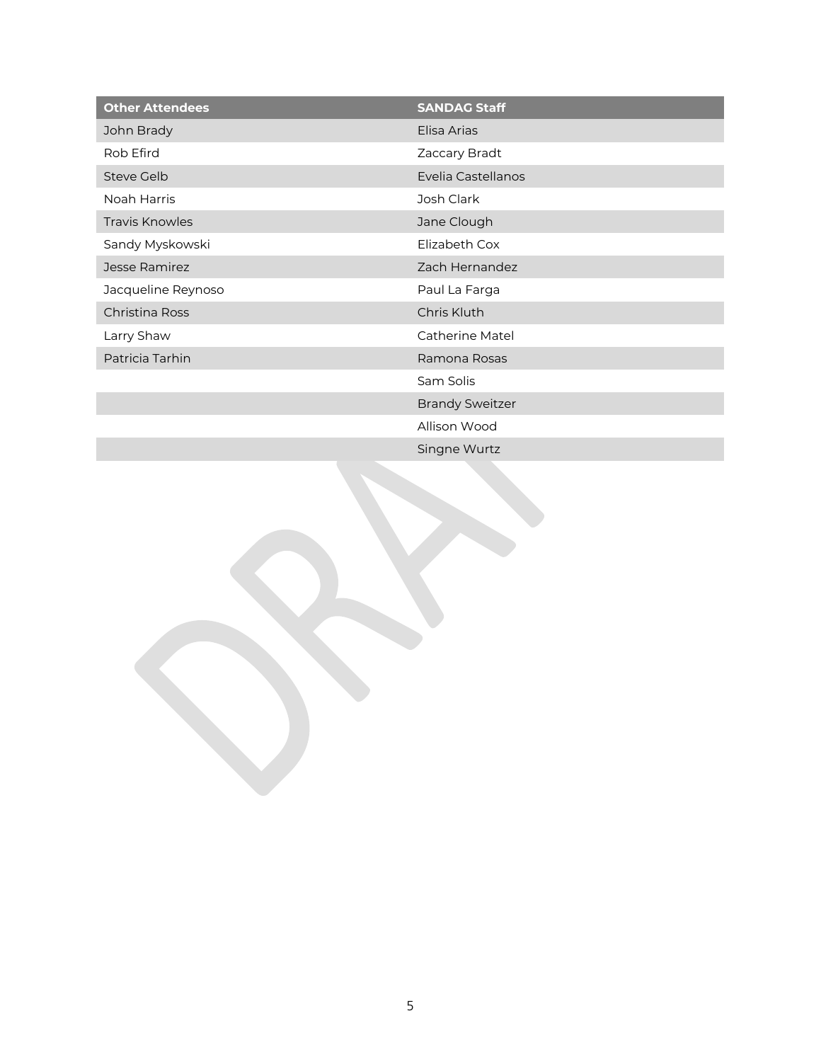| Other Attendees | SANDAG Staff |
| --- | --- |
| John Brady | Elisa Arias |
| Rob Efird | Zaccary Bradt |
| Steve Gelb | Evelia Castellanos |
| Noah Harris | Josh Clark |
| Travis Knowles | Jane Clough |
| Sandy Myskowski | Elizabeth Cox |
| Jesse Ramirez | Zach Hernandez |
| Jacqueline Reynoso | Paul La Farga |
| Christina Ross | Chris Kluth |
| Larry Shaw | Catherine Matel |
| Patricia Tarhin | Ramona Rosas |
| | Sam Solis |
| | Brandy Sweitzer |
| | Allison Wood |
| | Singne Wurtz |